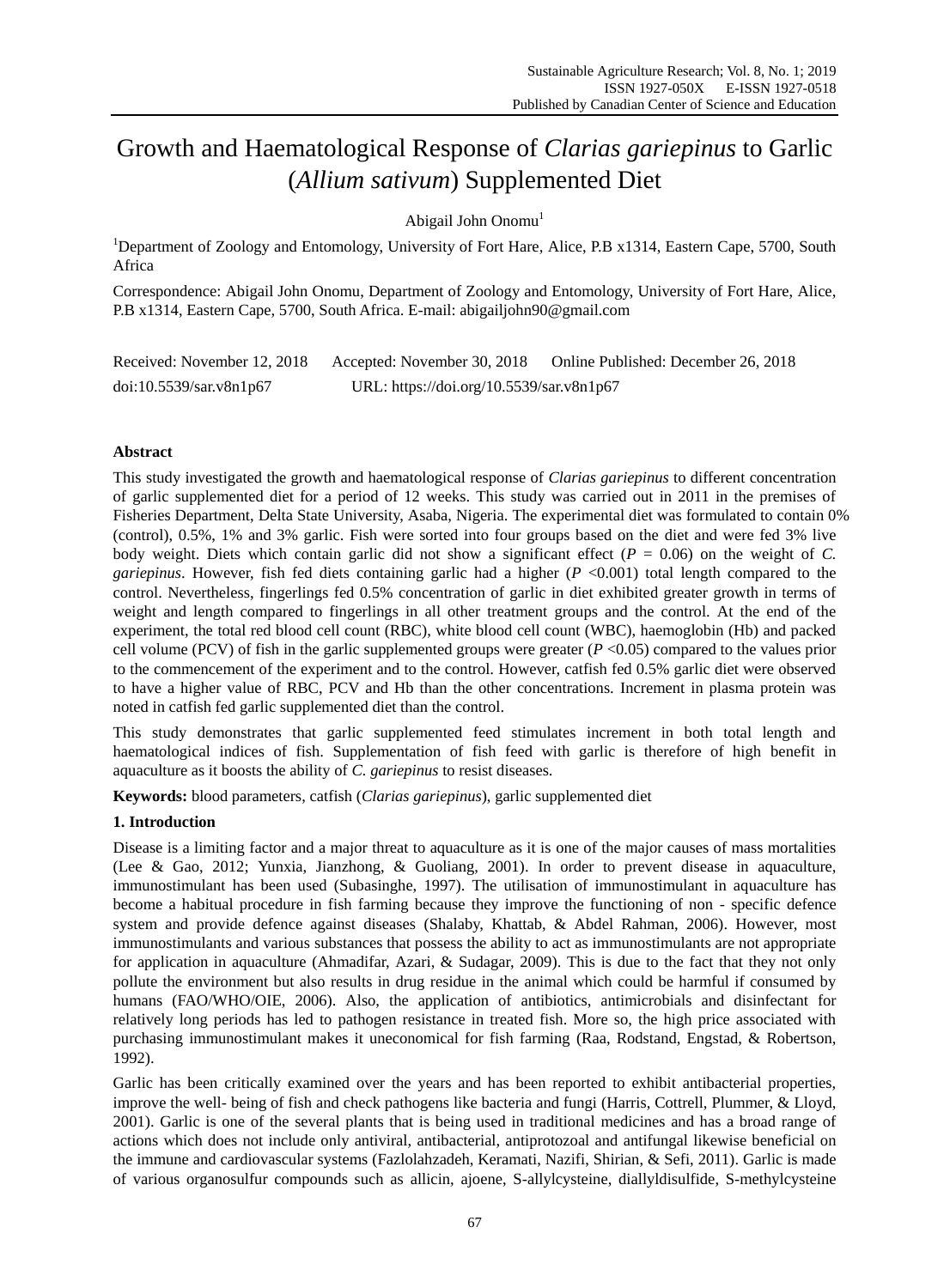# Growth and Haematological Response of *Clarias gariepinus* to Garlic (*Allium sativum*) Supplemented Diet

Abigail John Onomu[1]

[1]Department of Zoology and Entomology, University of Fort Hare, Alice, P.B x1314, Eastern Cape, 5700, South Africa

Correspondence: Abigail John Onomu, Department of Zoology and Entomology, University of Fort Hare, Alice, P.B x1314, Eastern Cape, 5700, South Africa. E-mail: abigailjohn90@gmail.com

Received: November 12, 2018 Accepted: November 30, 2018 Online Published: December 26, 2018

doi:10.5539/sar.v8n1p67 URL: https://doi.org/10.5539/sar.v8n1p67

## Abstract

This study investigated the growth and haematological response of *Clarias gariepinus* to different concentration of garlic supplemented diet for a period of 12 weeks. This study was carried out in 2011 in the premises of Fisheries Department, Delta State University, Asaba, Nigeria. The experimental diet was formulated to contain 0% (control), 0.5%, 1% and 3% garlic. Fish were sorted into four groups based on the diet and were fed 3% live body weight. Diets which contain garlic did not show a significant effect ($P$ = 0.06) on the weight of *C. gariepinus*. However, fish fed diets containing garlic had a higher ($P$ <0.001) total length compared to the control. Nevertheless, fingerlings fed 0.5% concentration of garlic in diet exhibited greater growth in terms of weight and length compared to fingerlings in all other treatment groups and the control. At the end of the experiment, the total red blood cell count (RBC), white blood cell count (WBC), haemoglobin (Hb) and packed cell volume (PCV) of fish in the garlic supplemented groups were greater ($P$ <0.05) compared to the values prior to the commencement of the experiment and to the control. However, catfish fed 0.5% garlic diet were observed to have a higher value of RBC, PCV and Hb than the other concentrations. Increment in plasma protein was noted in catfish fed garlic supplemented diet than the control.

This study demonstrates that garlic supplemented feed stimulates increment in both total length and haematological indices of fish. Supplementation of fish feed with garlic is therefore of high benefit in aquaculture as it boosts the ability of *C. gariepinus* to resist diseases.

**Keywords:** blood parameters, catfish (*Clarias gariepinus*), garlic supplemented diet

## 1. Introduction

Disease is a limiting factor and a major threat to aquaculture as it is one of the major causes of mass mortalities (Lee & Gao, 2012; Yunxia, Jianzhong, & Guoliang, 2001). In order to prevent disease in aquaculture, immunostimulant has been used (Subasinghe, 1997). The utilisation of immunostimulant in aquaculture has become a habitual procedure in fish farming because they improve the functioning of non - specific defence system and provide defence against diseases (Shalaby, Khattab, & Abdel Rahman, 2006). However, most immunostimulants and various substances that possess the ability to act as immunostimulants are not appropriate for application in aquaculture (Ahmadifar, Azari, & Sudagar, 2009). This is due to the fact that they not only pollute the environment but also results in drug residue in the animal which could be harmful if consumed by humans (FAO/WHO/OIE, 2006). Also, the application of antibiotics, antimicrobials and disinfectant for relatively long periods has led to pathogen resistance in treated fish. More so, the high price associated with purchasing immunostimulant makes it uneconomical for fish farming (Raa, Rodstand, Engstad, & Robertson, 1992).

Garlic has been critically examined over the years and has been reported to exhibit antibacterial properties, improve the well- being of fish and check pathogens like bacteria and fungi (Harris, Cottrell, Plummer, & Lloyd, 2001). Garlic is one of the several plants that is being used in traditional medicines and has a broad range of actions which does not include only antiviral, antibacterial, antiprotozoal and antifungal likewise beneficial on the immune and cardiovascular systems (Fazlolahzadeh, Keramati, Nazifi, Shirian, & Sefi, 2011). Garlic is made of various organosulfur compounds such as allicin, ajoene, S-allylcysteine, diallyldisulfide, S-methylcysteine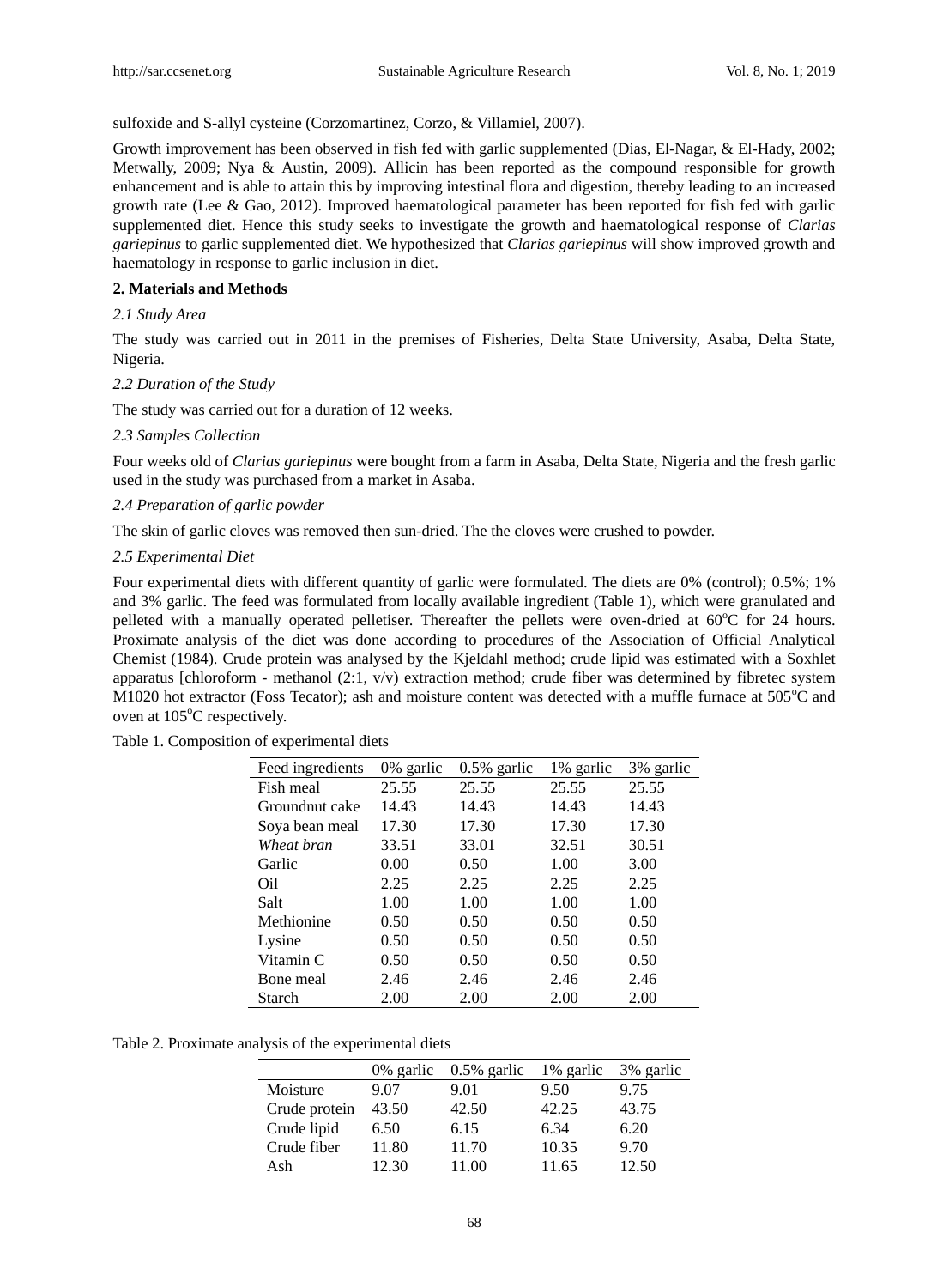sulfoxide and S-allyl cysteine (Corzomartinez, Corzo, & Villamiel, 2007).

Growth improvement has been observed in fish fed with garlic supplemented (Dias, El-Nagar, & El-Hady, 2002; Metwally, 2009; Nya & Austin, 2009). Allicin has been reported as the compound responsible for growth enhancement and is able to attain this by improving intestinal flora and digestion, thereby leading to an increased growth rate (Lee & Gao, 2012). Improved haematological parameter has been reported for fish fed with garlic supplemented diet. Hence this study seeks to investigate the growth and haematological response of *Clarias gariepinus* to garlic supplemented diet. We hypothesized that *Clarias gariepinus* will show improved growth and haematology in response to garlic inclusion in diet.

## 2. Materials and Methods

### *2.1 Study Area*

The study was carried out in 2011 in the premises of Fisheries, Delta State University, Asaba, Delta State, Nigeria.

### *2.2 Duration of the Study*

The study was carried out for a duration of 12 weeks.

### *2.3 Samples Collection*

Four weeks old of *Clarias gariepinus* were bought from a farm in Asaba, Delta State, Nigeria and the fresh garlic used in the study was purchased from a market in Asaba.

### *2.4 Preparation of garlic powder*

The skin of garlic cloves was removed then sun-dried. The the cloves were crushed to powder.

### *2.5 Experimental Diet*

Four experimental diets with different quantity of garlic were formulated. The diets are 0% (control); 0.5%; 1% and 3% garlic. The feed was formulated from locally available ingredient (Table 1), which were granulated and pelleted with a manually operated pelletiser. Thereafter the pellets were oven-dried at 60°C for 24 hours. Proximate analysis of the diet was done according to procedures of the Association of Official Analytical Chemist (1984). Crude protein was analysed by the Kjeldahl method; crude lipid was estimated with a Soxhlet apparatus [chloroform - methanol (2:1, v/v) extraction method; crude fiber was determined by fibretec system M1020 hot extractor (Foss Tecator); ash and moisture content was detected with a muffle furnace at 505°C and oven at 105°C respectively.

Table 1. Composition of experimental diets

| Feed ingredients | 0% garlic | 0.5% garlic | 1% garlic | 3% garlic |
|---|---|---|---|---|
| Fish meal | 25.55 | 25.55 | 25.55 | 25.55 |
| Groundnut cake | 14.43 | 14.43 | 14.43 | 14.43 |
| Soya bean meal | 17.30 | 17.30 | 17.30 | 17.30 |
| *Wheat bran* | 33.51 | 33.01 | 32.51 | 30.51 |
| Garlic | 0.00 | 0.50 | 1.00 | 3.00 |
| Oil | 2.25 | 2.25 | 2.25 | 2.25 |
| Salt | 1.00 | 1.00 | 1.00 | 1.00 |
| Methionine | 0.50 | 0.50 | 0.50 | 0.50 |
| Lysine | 0.50 | 0.50 | 0.50 | 0.50 |
| Vitamin C | 0.50 | 0.50 | 0.50 | 0.50 |
| Bone meal | 2.46 | 2.46 | 2.46 | 2.46 |
| Starch | 2.00 | 2.00 | 2.00 | 2.00 |

Table 2. Proximate analysis of the experimental diets

| | 0% garlic | 0.5% garlic | 1% garlic | 3% garlic |
|---|---|---|---|---|
| Moisture | 9.07 | 9.01 | 9.50 | 9.75 |
| Crude protein | 43.50 | 42.50 | 42.25 | 43.75 |
| Crude lipid | 6.50 | 6.15 | 6.34 | 6.20 |
| Crude fiber | 11.80 | 11.70 | 10.35 | 9.70 |
| Ash | 12.30 | 11.00 | 11.65 | 12.50 |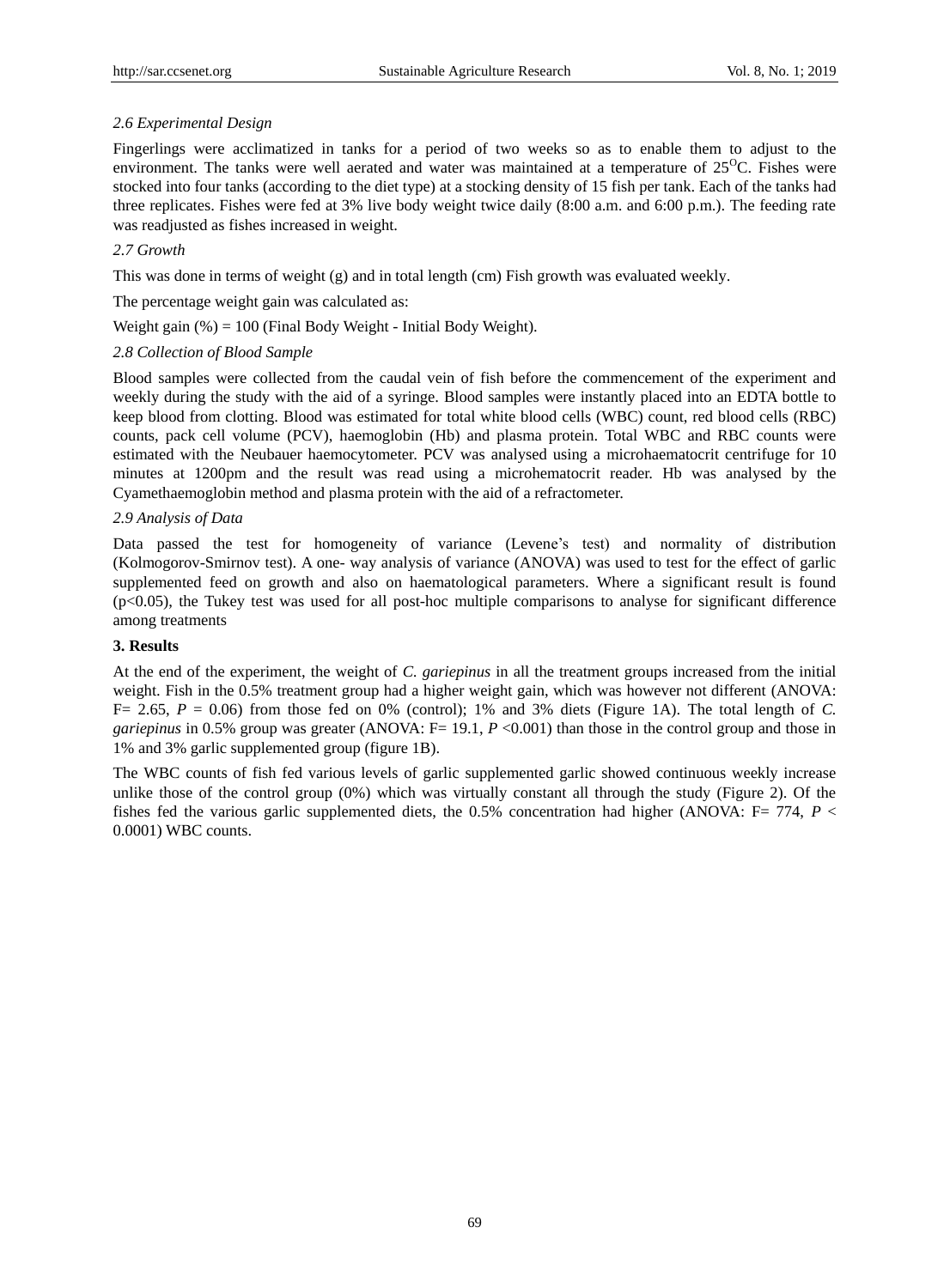### 2.6 Experimental Design

Fingerlings were acclimatized in tanks for a period of two weeks so as to enable them to adjust to the environment. The tanks were well aerated and water was maintained at a temperature of $25^{O}$C. Fishes were stocked into four tanks (according to the diet type) at a stocking density of 15 fish per tank. Each of the tanks had three replicates. Fishes were fed at 3% live body weight twice daily (8:00 a.m. and 6:00 p.m.). The feeding rate was readjusted as fishes increased in weight.

### 2.7 Growth

This was done in terms of weight (g) and in total length (cm) Fish growth was evaluated weekly.

The percentage weight gain was calculated as:

Weight gain (%) = 100 (Final Body Weight - Initial Body Weight).

### 2.8 Collection of Blood Sample

Blood samples were collected from the caudal vein of fish before the commencement of the experiment and weekly during the study with the aid of a syringe. Blood samples were instantly placed into an EDTA bottle to keep blood from clotting. Blood was estimated for total white blood cells (WBC) count, red blood cells (RBC) counts, pack cell volume (PCV), haemoglobin (Hb) and plasma protein. Total WBC and RBC counts were estimated with the Neubauer haemocytometer. PCV was analysed using a microhaematocrit centrifuge for 10 minutes at 1200pm and the result was read using a microhematocrit reader. Hb was analysed by the Cyamethaemoglobin method and plasma protein with the aid of a refractometer.

### 2.9 Analysis of Data

Data passed the test for homogeneity of variance (Levene's test) and normality of distribution (Kolmogorov-Smirnov test). A one- way analysis of variance (ANOVA) was used to test for the effect of garlic supplemented feed on growth and also on haematological parameters. Where a significant result is found ($p<0.05$), the Tukey test was used for all post-hoc multiple comparisons to analyse for significant difference among treatments

## 3. Results

At the end of the experiment, the weight of *C. gariepinus* in all the treatment groups increased from the initial weight. Fish in the 0.5% treatment group had a higher weight gain, which was however not different (ANOVA: $F= 2.65$, $P = 0.06$) from those fed on 0% (control); 1% and 3% diets (Figure 1A). The total length of *C. gariepinus* in 0.5% group was greater (ANOVA: $F= 19.1$, $P <0.001$) than those in the control group and those in 1% and 3% garlic supplemented group (figure 1B).

The WBC counts of fish fed various levels of garlic supplemented garlic showed continuous weekly increase unlike those of the control group (0%) which was virtually constant all through the study (Figure 2). Of the fishes fed the various garlic supplemented diets, the 0.5% concentration had higher (ANOVA: $F= 774$, $P < 0.0001$) WBC counts.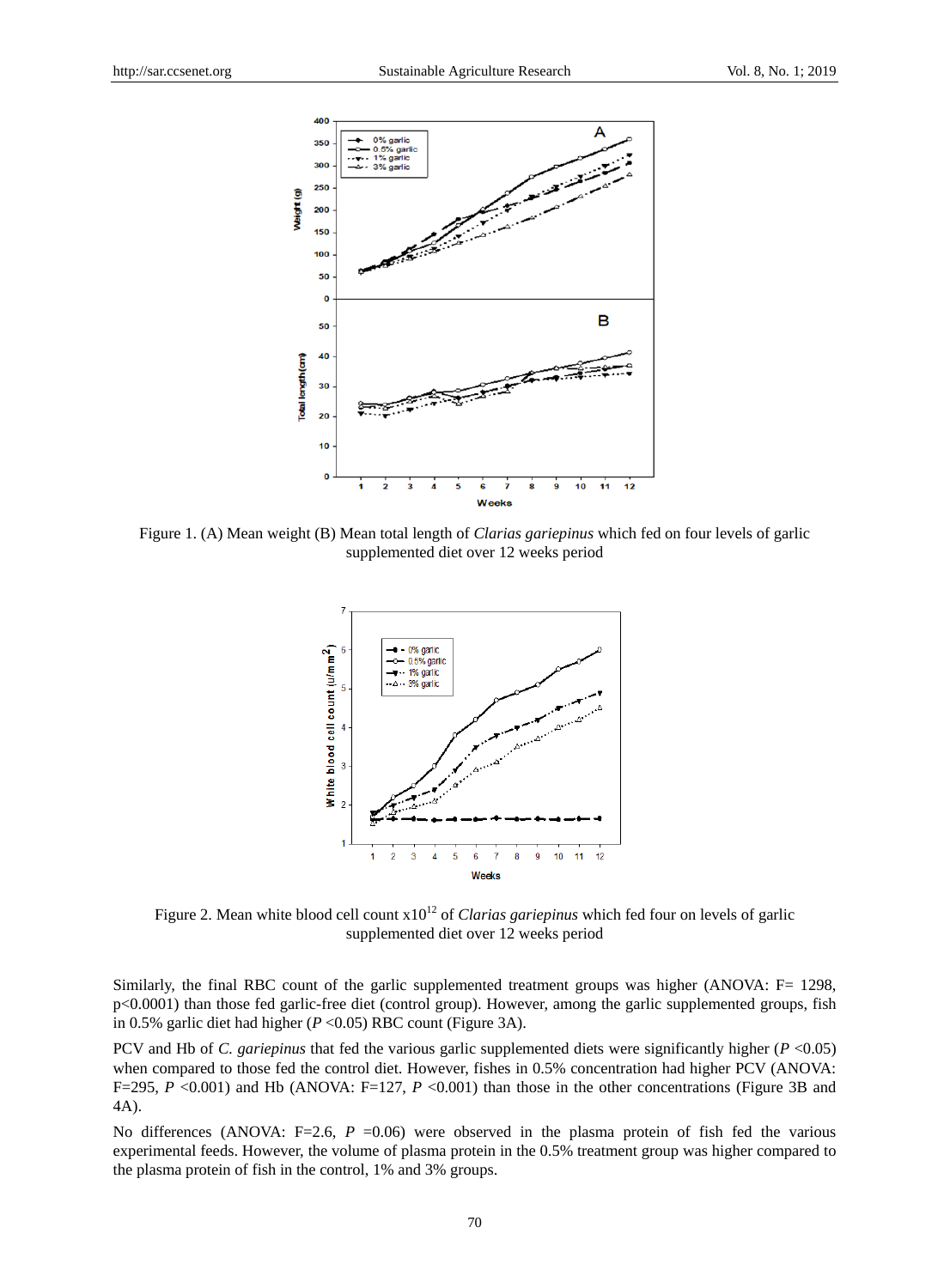Figure 1. (A) Mean weight (B) Mean total length of *Clarias gariepinus* which fed on four levels of garlic supplemented diet over 12 weeks period

Figure 2. Mean white blood cell count x$10^{12}$ of *Clarias gariepinus* which fed four on levels of garlic supplemented diet over 12 weeks period

Similarly, the final RBC count of the garlic supplemented treatment groups was higher (ANOVA: F= 1298, $p<0.0001$) than those fed garlic-free diet (control group). However, among the garlic supplemented groups, fish in 0.5% garlic diet had higher ($P<0.05$) RBC count (Figure 3A).

PCV and Hb of *C. gariepinus* that fed the various garlic supplemented diets were significantly higher ($P<0.05$) when compared to those fed the control diet. However, fishes in 0.5% concentration had higher PCV (ANOVA: F=295, $P<0.001$) and Hb (ANOVA: F=127, $P<0.001$) than those in the other concentrations (Figure 3B and 4A).

No differences (ANOVA: F=2.6, $P=0.06$) were observed in the plasma protein of fish fed the various experimental feeds. However, the volume of plasma protein in the 0.5% treatment group was higher compared to the plasma protein of fish in the control, 1% and 3% groups.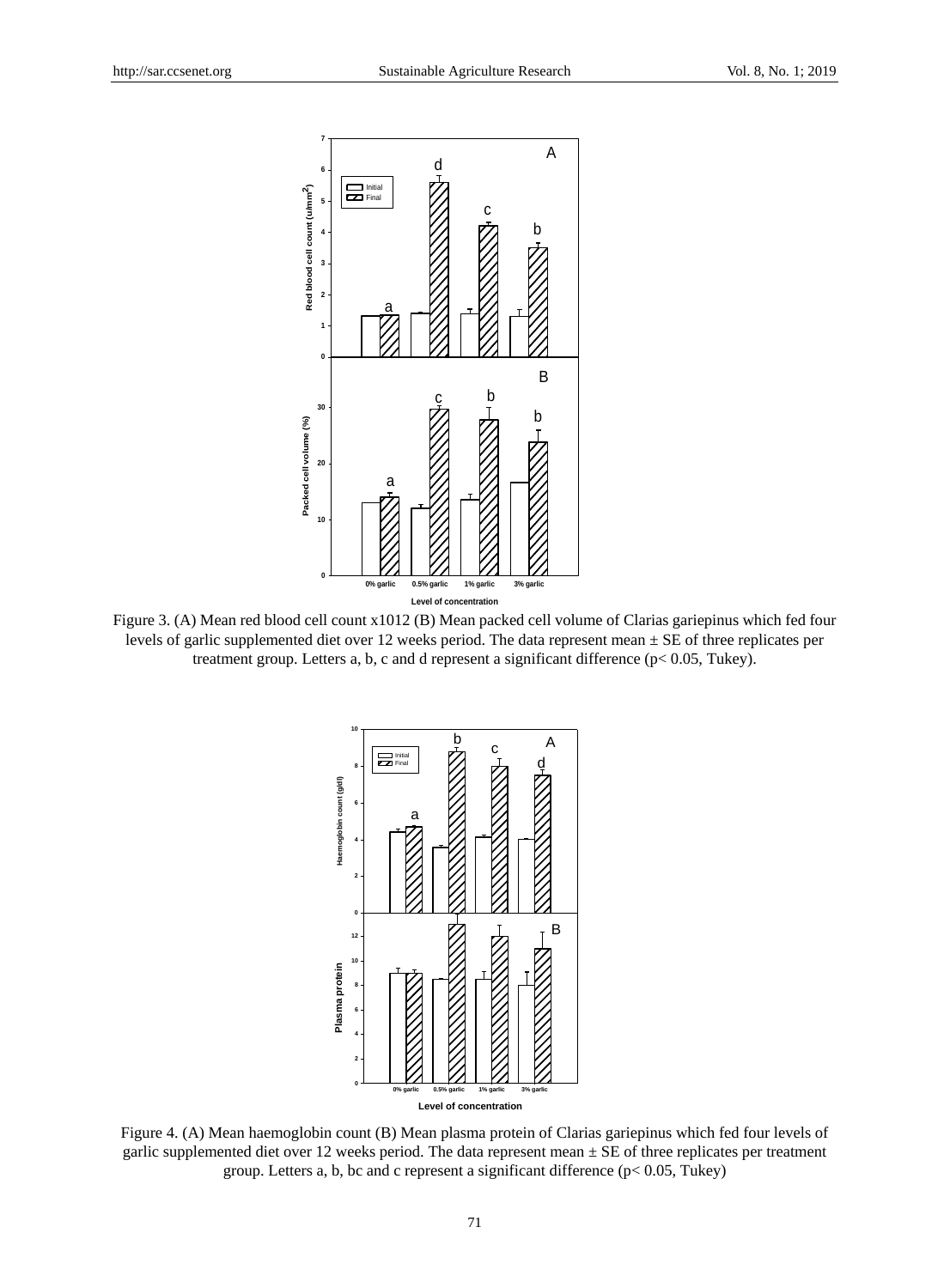Figure 3. (A) Mean red blood cell count x1012 (B) Mean packed cell volume of Clarias gariepinus which fed four levels of garlic supplemented diet over 12 weeks period. The data represent mean ± SE of three replicates per treatment group. Letters a, b, c and d represent a significant difference ($p < 0.05$, Tukey).

Figure 4. (A) Mean haemoglobin count (B) Mean plasma protein of Clarias gariepinus which fed four levels of garlic supplemented diet over 12 weeks period. The data represent mean ± SE of three replicates per treatment group. Letters a, b, bc and c represent a significant difference ($p < 0.05$, Tukey)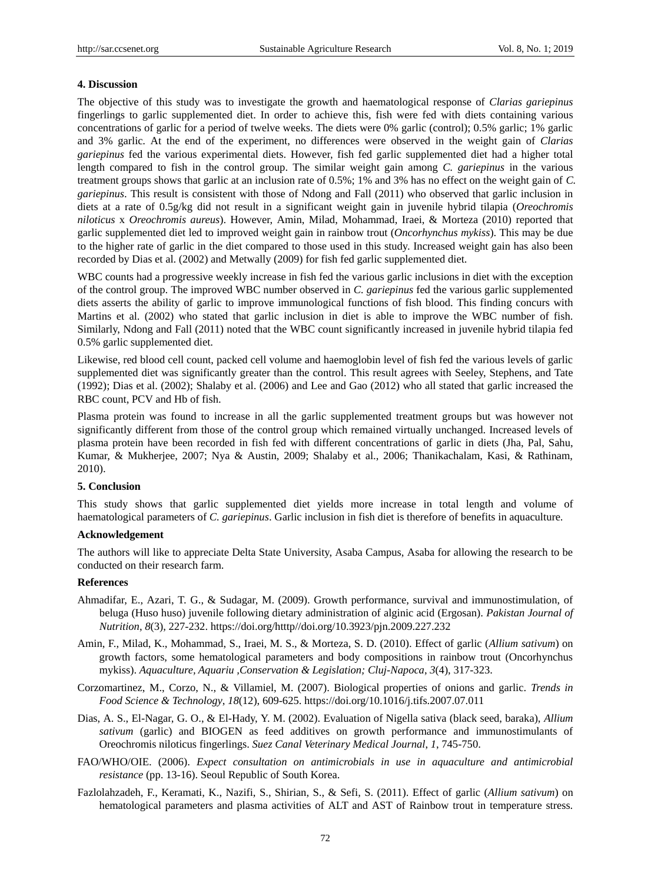## 4. Discussion

The objective of this study was to investigate the growth and haematological response of *Clarias gariepinus* fingerlings to garlic supplemented diet. In order to achieve this, fish were fed with diets containing various concentrations of garlic for a period of twelve weeks. The diets were 0% garlic (control); 0.5% garlic; 1% garlic and 3% garlic. At the end of the experiment, no differences were observed in the weight gain of *Clarias gariepinus* fed the various experimental diets. However, fish fed garlic supplemented diet had a higher total length compared to fish in the control group. The similar weight gain among *C. gariepinus* in the various treatment groups shows that garlic at an inclusion rate of 0.5%; 1% and 3% has no effect on the weight gain of *C. gariepinus*. This result is consistent with those of Ndong and Fall (2011) who observed that garlic inclusion in diets at a rate of 0.5g/kg did not result in a significant weight gain in juvenile hybrid tilapia (*Oreochromis niloticus* x *Oreochromis aureus*). However, Amin, Milad, Mohammad, Iraei, & Morteza (2010) reported that garlic supplemented diet led to improved weight gain in rainbow trout (*Oncorhynchus mykiss*). This may be due to the higher rate of garlic in the diet compared to those used in this study. Increased weight gain has also been recorded by Dias et al. (2002) and Metwally (2009) for fish fed garlic supplemented diet.

WBC counts had a progressive weekly increase in fish fed the various garlic inclusions in diet with the exception of the control group. The improved WBC number observed in *C. gariepinus* fed the various garlic supplemented diets asserts the ability of garlic to improve immunological functions of fish blood. This finding concurs with Martins et al. (2002) who stated that garlic inclusion in diet is able to improve the WBC number of fish. Similarly, Ndong and Fall (2011) noted that the WBC count significantly increased in juvenile hybrid tilapia fed 0.5% garlic supplemented diet.

Likewise, red blood cell count, packed cell volume and haemoglobin level of fish fed the various levels of garlic supplemented diet was significantly greater than the control. This result agrees with Seeley, Stephens, and Tate (1992); Dias et al. (2002); Shalaby et al. (2006) and Lee and Gao (2012) who all stated that garlic increased the RBC count, PCV and Hb of fish.

Plasma protein was found to increase in all the garlic supplemented treatment groups but was however not significantly different from those of the control group which remained virtually unchanged. Increased levels of plasma protein have been recorded in fish fed with different concentrations of garlic in diets (Jha, Pal, Sahu, Kumar, & Mukherjee, 2007; Nya & Austin, 2009; Shalaby et al., 2006; Thanikachalam, Kasi, & Rathinam, 2010).

## 5. Conclusion

This study shows that garlic supplemented diet yields more increase in total length and volume of haematological parameters of *C. gariepinus*. Garlic inclusion in fish diet is therefore of benefits in aquaculture.

### Acknowledgement

The authors will like to appreciate Delta State University, Asaba Campus, Asaba for allowing the research to be conducted on their research farm.

### References

Ahmadifar, E., Azari, T. G., & Sudagar, M. (2009). Growth performance, survival and immunostimulation, of beluga (Huso huso) juvenile following dietary administration of alginic acid (Ergosan). *Pakistan Journal of Nutrition*, *8*(3), 227-232. https://doi.org/http//doi.org/10.3923/pjn.2009.227.232

Amin, F., Milad, K., Mohammad, S., Iraei, M. S., & Morteza, S. D. (2010). Effect of garlic (*Allium sativum*) on growth factors, some hematological parameters and body compositions in rainbow trout (Oncorhynchus mykiss). *Aquaculture, Aquariu ,Conservation & Legislation; Cluj-Napoca*, *3*(4), 317-323.

Corzomartinez, M., Corzo, N., & Villamiel, M. (2007). Biological properties of onions and garlic. *Trends in Food Science & Technology*, *18*(12), 609-625. https://doi.org/10.1016/j.tifs.2007.07.011

Dias, A. S., El-Nagar, G. O., & El-Hady, Y. M. (2002). Evaluation of Nigella sativa (black seed, baraka), *Allium sativum* (garlic) and BIOGEN as feed additives on growth performance and immunostimulants of Oreochromis niloticus fingerlings. *Suez Canal Veterinary Medical Journal*, *1*, 745-750.

FAO/WHO/OIE. (2006). *Expect consultation on antimicrobials in use in aquaculture and antimicrobial resistance* (pp. 13-16). Seoul Republic of South Korea.

Fazlolahzadeh, F., Keramati, K., Nazifi, S., Shirian, S., & Sefi, S. (2011). Effect of garlic (*Allium sativum*) on hematological parameters and plasma activities of ALT and AST of Rainbow trout in temperature stress.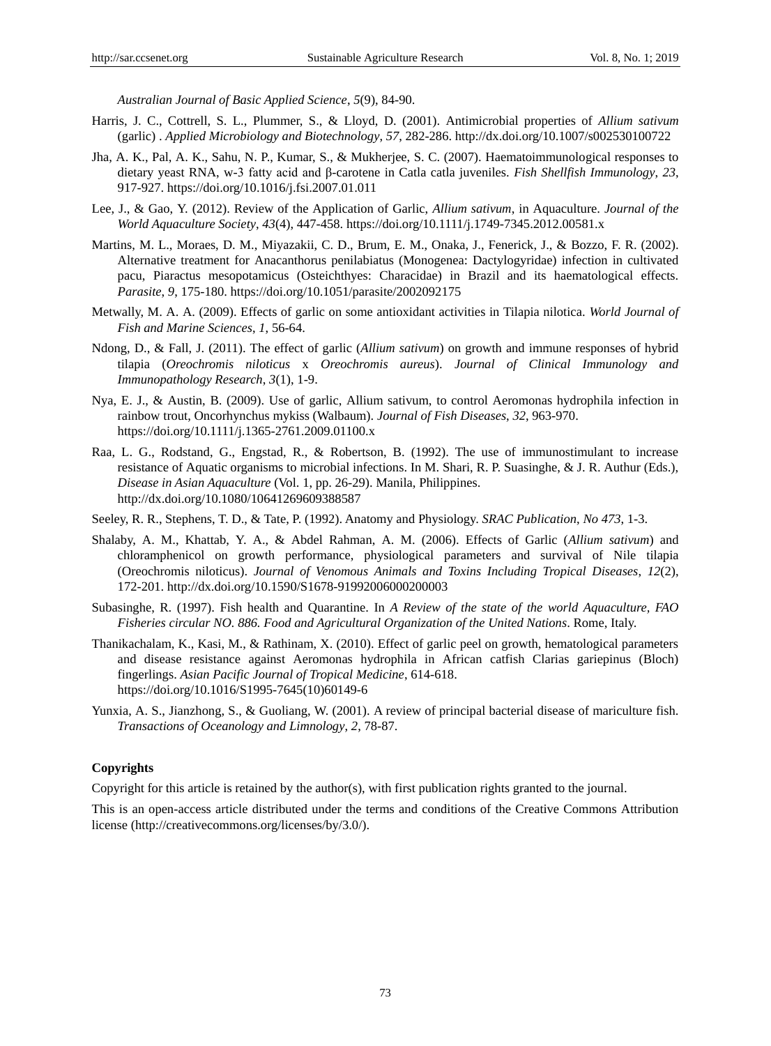*Australian Journal of Basic Applied Science*, *5*(9), 84-90.

Harris, J. C., Cottrell, S. L., Plummer, S., & Lloyd, D. (2001). Antimicrobial properties of *Allium sativum* (garlic) . *Applied Microbiology and Biotechnology*, *57*, 282-286. http://dx.doi.org/10.1007/s002530100722

Jha, A. K., Pal, A. K., Sahu, N. P., Kumar, S., & Mukherjee, S. C. (2007). Haematoimmunological responses to dietary yeast RNA, w-3 fatty acid and β-carotene in Catla catla juveniles. *Fish Shellfish Immunology*, *23*, 917-927. https://doi.org/10.1016/j.fsi.2007.01.011

Lee, J., & Gao, Y. (2012). Review of the Application of Garlic, *Allium sativum*, in Aquaculture. *Journal of the World Aquaculture Society*, *43*(4), 447-458. https://doi.org/10.1111/j.1749-7345.2012.00581.x

Martins, M. L., Moraes, D. M., Miyazakii, C. D., Brum, E. M., Onaka, J., Fenerick, J., & Bozzo, F. R. (2002). Alternative treatment for Anacanthorus penilabiatus (Monogenea: Dactylogyridae) infection in cultivated pacu, Piaractus mesopotamicus (Osteichthyes: Characidae) in Brazil and its haematological effects. *Parasite*, *9*, 175-180. https://doi.org/10.1051/parasite/2002092175

Metwally, M. A. A. (2009). Effects of garlic on some antioxidant activities in Tilapia nilotica. *World Journal of Fish and Marine Sciences*, *1*, 56-64.

Ndong, D., & Fall, J. (2011). The effect of garlic (*Allium sativum*) on growth and immune responses of hybrid tilapia (*Oreochromis niloticus* x *Oreochromis aureus*). *Journal of Clinical Immunology and Immunopathology Research*, *3*(1), 1-9.

Nya, E. J., & Austin, B. (2009). Use of garlic, Allium sativum, to control Aeromonas hydrophila infection in rainbow trout, Oncorhynchus mykiss (Walbaum). *Journal of Fish Diseases*, *32*, 963-970. https://doi.org/10.1111/j.1365-2761.2009.01100.x

Raa, L. G., Rodstand, G., Engstad, R., & Robertson, B. (1992). The use of immunostimulant to increase resistance of Aquatic organisms to microbial infections. In M. Shari, R. P. Suasinghe, & J. R. Authur (Eds.), *Disease in Asian Aquaculture* (Vol. 1, pp. 26-29). Manila, Philippines. http://dx.doi.org/10.1080/10641269609388587

Seeley, R. R., Stephens, T. D., & Tate, P. (1992). Anatomy and Physiology. *SRAC Publication*, *No 473*, 1-3.

Shalaby, A. M., Khattab, Y. A., & Abdel Rahman, A. M. (2006). Effects of Garlic (*Allium sativum*) and chloramphenicol on growth performance, physiological parameters and survival of Nile tilapia (Oreochromis niloticus). *Journal of Venomous Animals and Toxins Including Tropical Diseases*, *12*(2), 172-201. http://dx.doi.org/10.1590/S1678-91992006000200003

Subasinghe, R. (1997). Fish health and Quarantine. In *A Review of the state of the world Aquaculture, FAO Fisheries circular NO. 886. Food and Agricultural Organization of the United Nations*. Rome, Italy.

Thanikachalam, K., Kasi, M., & Rathinam, X. (2010). Effect of garlic peel on growth, hematological parameters and disease resistance against Aeromonas hydrophila in African catfish Clarias gariepinus (Bloch) fingerlings. *Asian Pacific Journal of Tropical Medicine*, 614-618. https://doi.org/10.1016/S1995-7645(10)60149-6

Yunxia, A. S., Jianzhong, S., & Guoliang, W. (2001). A review of principal bacterial disease of mariculture fish. *Transactions of Oceanology and Limnology*, *2*, 78-87.

**Copyrights**

Copyright for this article is retained by the author(s), with first publication rights granted to the journal.

This is an open-access article distributed under the terms and conditions of the Creative Commons Attribution license (http://creativecommons.org/licenses/by/3.0/).